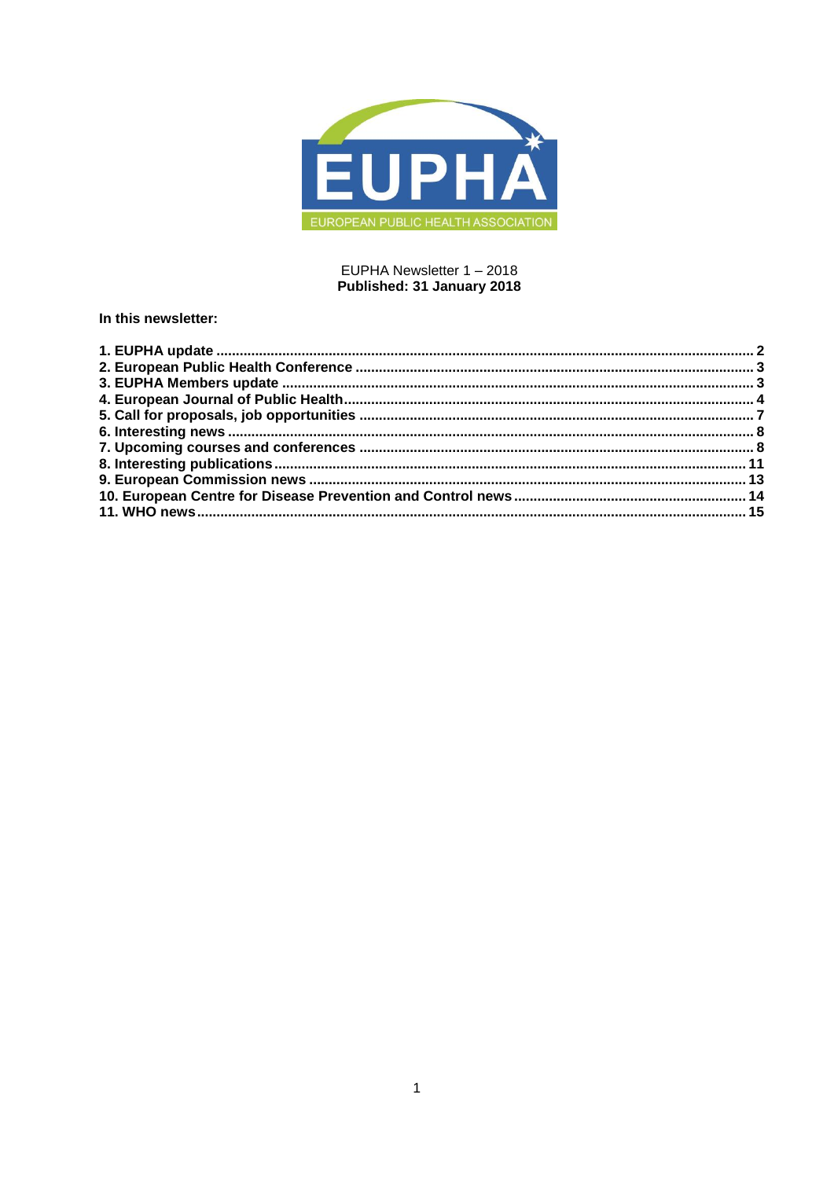EUPHA

EUROPEAN PUBLIC HEALTH ASSOCIATION

EUPHA Newsletter 1 – 2018

**Published: 31 January 2018**

**In this newsletter:**

**1. EUPHA update** .......... 2
**2. European Public Health Conference** .......... 3
**3. EUPHA Members update** .......... 3
**4. European Journal of Public Health** .......... 4
**5. Call for proposals, job opportunities** .......... 7
**6. Interesting news** .......... 8
**7. Upcoming courses and conferences** .......... 8
**8. Interesting publications** .......... 11
**9. European Commission news** .......... 13
**10. European Centre for Disease Prevention and Control news** .......... 14
**11. WHO news** .......... 15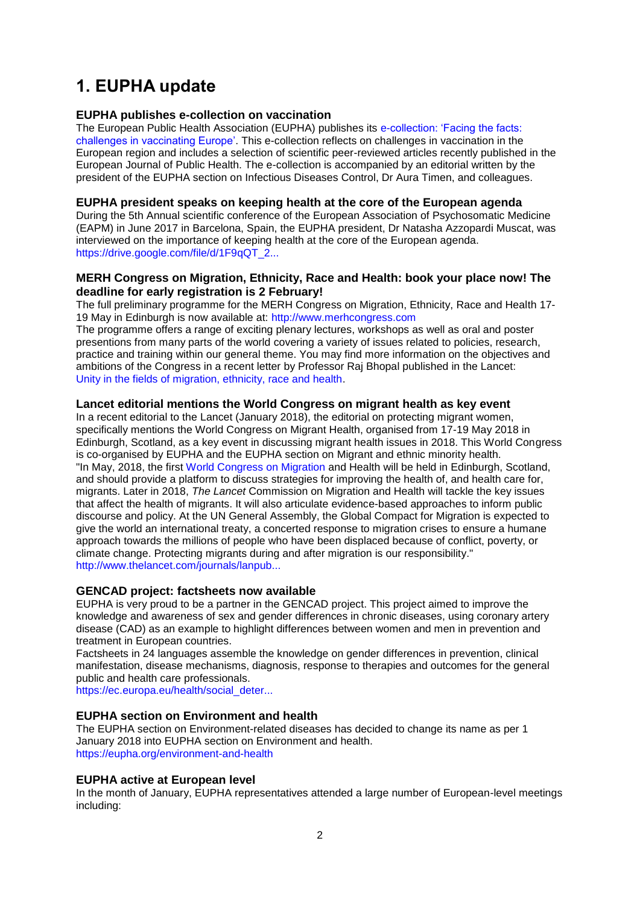# 1. EUPHA update

### EUPHA publishes e-collection on vaccination

The European Public Health Association (EUPHA) publishes its e-collection: 'Facing the facts: challenges in vaccinating Europe'. This e-collection reflects on challenges in vaccination in the European region and includes a selection of scientific peer-reviewed articles recently published in the European Journal of Public Health. The e-collection is accompanied by an editorial written by the president of the EUPHA section on Infectious Diseases Control, Dr Aura Timen, and colleagues.

### EUPHA president speaks on keeping health at the core of the European agenda

During the 5th Annual scientific conference of the European Association of Psychosomatic Medicine (EAPM) in June 2017 in Barcelona, Spain, the EUPHA president, Dr Natasha Azzopardi Muscat, was interviewed on the importance of keeping health at the core of the European agenda. https://drive.google.com/file/d/1F9qQT_2...

### MERH Congress on Migration, Ethnicity, Race and Health: book your place now! The deadline for early registration is 2 February!

The full preliminary programme for the MERH Congress on Migration, Ethnicity, Race and Health 17-19 May in Edinburgh is now available at: http://www.merhcongress.com

The programme offers a range of exciting plenary lectures, workshops as well as oral and poster presentions from many parts of the world covering a variety of issues related to policies, research, practice and training within our general theme. You may find more information on the objectives and ambitions of the Congress in a recent letter by Professor Raj Bhopal published in the Lancet: Unity in the fields of migration, ethnicity, race and health.

### Lancet editorial mentions the World Congress on migrant health as key event

In a recent editorial to the Lancet (January 2018), the editorial on protecting migrant women, specifically mentions the World Congress on Migrant Health, organised from 17-19 May 2018 in Edinburgh, Scotland, as a key event in discussing migrant health issues in 2018. This World Congress is co-organised by EUPHA and the EUPHA section on Migrant and ethnic minority health.

"In May, 2018, the first World Congress on Migration and Health will be held in Edinburgh, Scotland, and should provide a platform to discuss strategies for improving the health of, and health care for, migrants. Later in 2018, *The Lancet* Commission on Migration and Health will tackle the key issues that affect the health of migrants. It will also articulate evidence-based approaches to inform public discourse and policy. At the UN General Assembly, the Global Compact for Migration is expected to give the world an international treaty, a concerted response to migration crises to ensure a humane approach towards the millions of people who have been displaced because of conflict, poverty, or climate change. Protecting migrants during and after migration is our responsibility."

http://www.thelancet.com/journals/lanpub...

### GENCAD project: factsheets now available

EUPHA is very proud to be a partner in the GENCAD project. This project aimed to improve the knowledge and awareness of sex and gender differences in chronic diseases, using coronary artery disease (CAD) as an example to highlight differences between women and men in prevention and treatment in European countries.

Factsheets in 24 languages assemble the knowledge on gender differences in prevention, clinical manifestation, disease mechanisms, diagnosis, response to therapies and outcomes for the general public and health care professionals.

https://ec.europa.eu/health/social_deter...

### EUPHA section on Environment and health

The EUPHA section on Environment-related diseases has decided to change its name as per 1 January 2018 into EUPHA section on Environment and health.

https://eupha.org/environment-and-health

### EUPHA active at European level

In the month of January, EUPHA representatives attended a large number of European-level meetings including: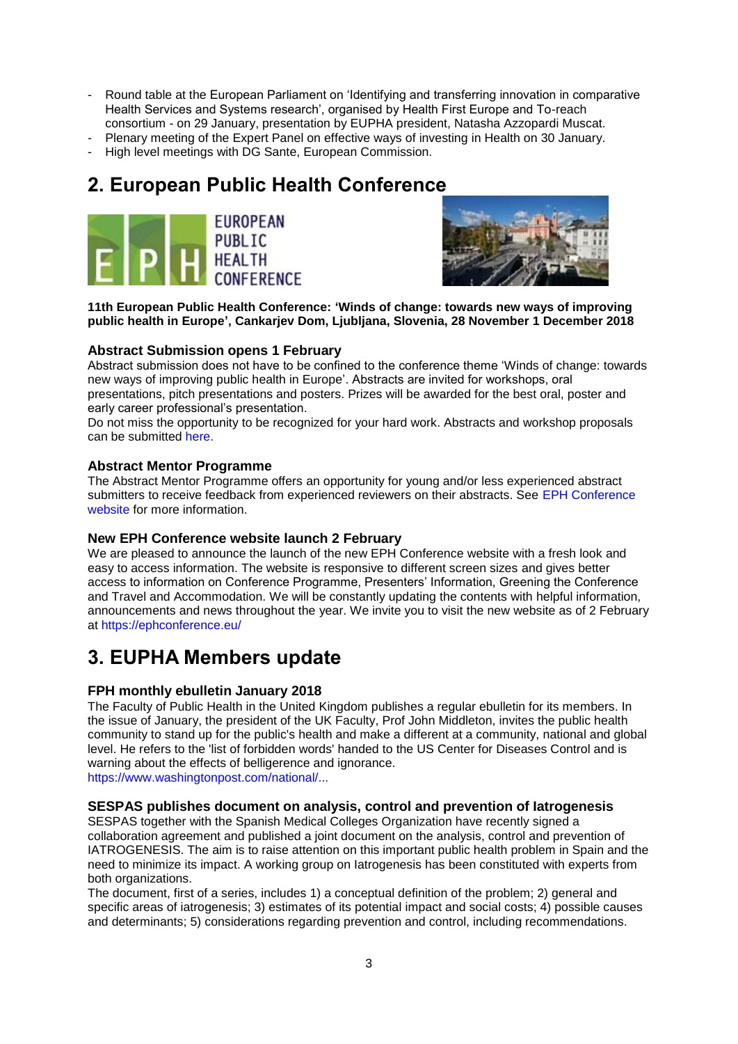- Round table at the European Parliament on 'Identifying and transferring innovation in comparative Health Services and Systems research', organised by Health First Europe and To-reach consortium - on 29 January, presentation by EUPHA president, Natasha Azzopardi Muscat.
- Plenary meeting of the Expert Panel on effective ways of investing in Health on 30 January.
- High level meetings with DG Sante, European Commission.

# 2. European Public Health Conference

**11th European Public Health Conference: 'Winds of change: towards new ways of improving public health in Europe', Cankarjev Dom, Ljubljana, Slovenia, 28 November 1 December 2018**

### Abstract Submission opens 1 February

Abstract submission does not have to be confined to the conference theme 'Winds of change: towards new ways of improving public health in Europe'. Abstracts are invited for workshops, oral presentations, pitch presentations and posters. Prizes will be awarded for the best oral, poster and early career professional's presentation.

Do not miss the opportunity to be recognized for your hard work. Abstracts and workshop proposals can be submitted here.

### Abstract Mentor Programme

The Abstract Mentor Programme offers an opportunity for young and/or less experienced abstract submitters to receive feedback from experienced reviewers on their abstracts. See EPH Conference website for more information.

### New EPH Conference website launch 2 February

We are pleased to announce the launch of the new EPH Conference website with a fresh look and easy to access information. The website is responsive to different screen sizes and gives better access to information on Conference Programme, Presenters' Information, Greening the Conference and Travel and Accommodation. We will be constantly updating the contents with helpful information, announcements and news throughout the year. We invite you to visit the new website as of 2 February at https://ephconference.eu/

# 3. EUPHA Members update

### FPH monthly ebulletin January 2018

The Faculty of Public Health in the United Kingdom publishes a regular ebulletin for its members. In the issue of January, the president of the UK Faculty, Prof John Middleton, invites the public health community to stand up for the public's health and make a different at a community, national and global level. He refers to the 'list of forbidden words' handed to the US Center for Diseases Control and is warning about the effects of belligerence and ignorance.

https://www.washingtonpost.com/national/...

### SESPAS publishes document on analysis, control and prevention of Iatrogenesis

SESPAS together with the Spanish Medical Colleges Organization have recently signed a collaboration agreement and published a joint document on the analysis, control and prevention of IATROGENESIS. The aim is to raise attention on this important public health problem in Spain and the need to minimize its impact. A working group on Iatrogenesis has been constituted with experts from both organizations.

The document, first of a series, includes 1) a conceptual definition of the problem; 2) general and specific areas of iatrogenesis; 3) estimates of its potential impact and social costs; 4) possible causes and determinants; 5) considerations regarding prevention and control, including recommendations.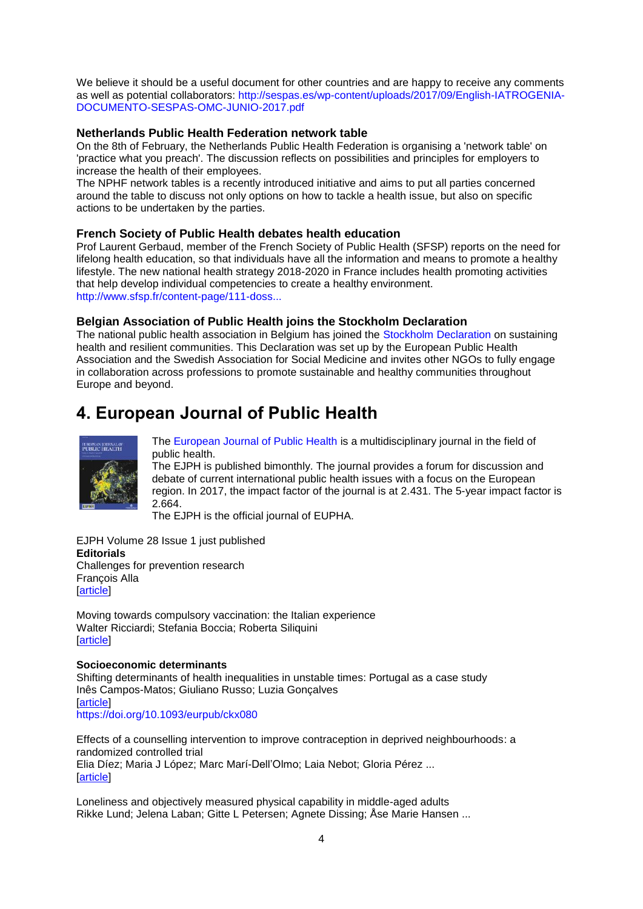We believe it should be a useful document for other countries and are happy to receive any comments as well as potential collaborators: http://sespas.es/wp-content/uploads/2017/09/English-IATROGENIA-DOCUMENTO-SESPAS-OMC-JUNIO-2017.pdf

### Netherlands Public Health Federation network table

On the 8th of February, the Netherlands Public Health Federation is organising a 'network table' on 'practice what you preach'. The discussion reflects on possibilities and principles for employers to increase the health of their employees.

The NPHF network tables is a recently introduced initiative and aims to put all parties concerned around the table to discuss not only options on how to tackle a health issue, but also on specific actions to be undertaken by the parties.

### French Society of Public Health debates health education

Prof Laurent Gerbaud, member of the French Society of Public Health (SFSP) reports on the need for lifelong health education, so that individuals have all the information and means to promote a healthy lifestyle. The new national health strategy 2018-2020 in France includes health promoting activities that help develop individual competencies to create a healthy environment.
http://www.sfsp.fr/content-page/111-doss...

### Belgian Association of Public Health joins the Stockholm Declaration

The national public health association in Belgium has joined the Stockholm Declaration on sustaining health and resilient communities. This Declaration was set up by the European Public Health Association and the Swedish Association for Social Medicine and invites other NGOs to fully engage in collaboration across professions to promote sustainable and healthy communities throughout Europe and beyond.

## 4. European Journal of Public Health

The European Journal of Public Health is a multidisciplinary journal in the field of public health.

The EJPH is published bimonthly. The journal provides a forum for discussion and debate of current international public health issues with a focus on the European region. In 2017, the impact factor of the journal is at 2.431. The 5-year impact factor is 2.664.

The EJPH is the official journal of EUPHA.

EJPH Volume 28 Issue 1 just published

**Editorials**

Challenges for prevention research
François Alla
[article]

Moving towards compulsory vaccination: the Italian experience
Walter Ricciardi; Stefania Boccia; Roberta Siliquini
[article]

**Socioeconomic determinants**

Shifting determinants of health inequalities in unstable times: Portugal as a case study
Inês Campos-Matos; Giuliano Russo; Luzia Gonçalves
[article]
https://doi.org/10.1093/eurpub/ckx080

Effects of a counselling intervention to improve contraception in deprived neighbourhoods: a randomized controlled trial
Elia Díez; Maria J López; Marc Marí-Dell'Olmo; Laia Nebot; Gloria Pérez ...
[article]

Loneliness and objectively measured physical capability in middle-aged adults
Rikke Lund; Jelena Laban; Gitte L Petersen; Agnete Dissing; Åse Marie Hansen ...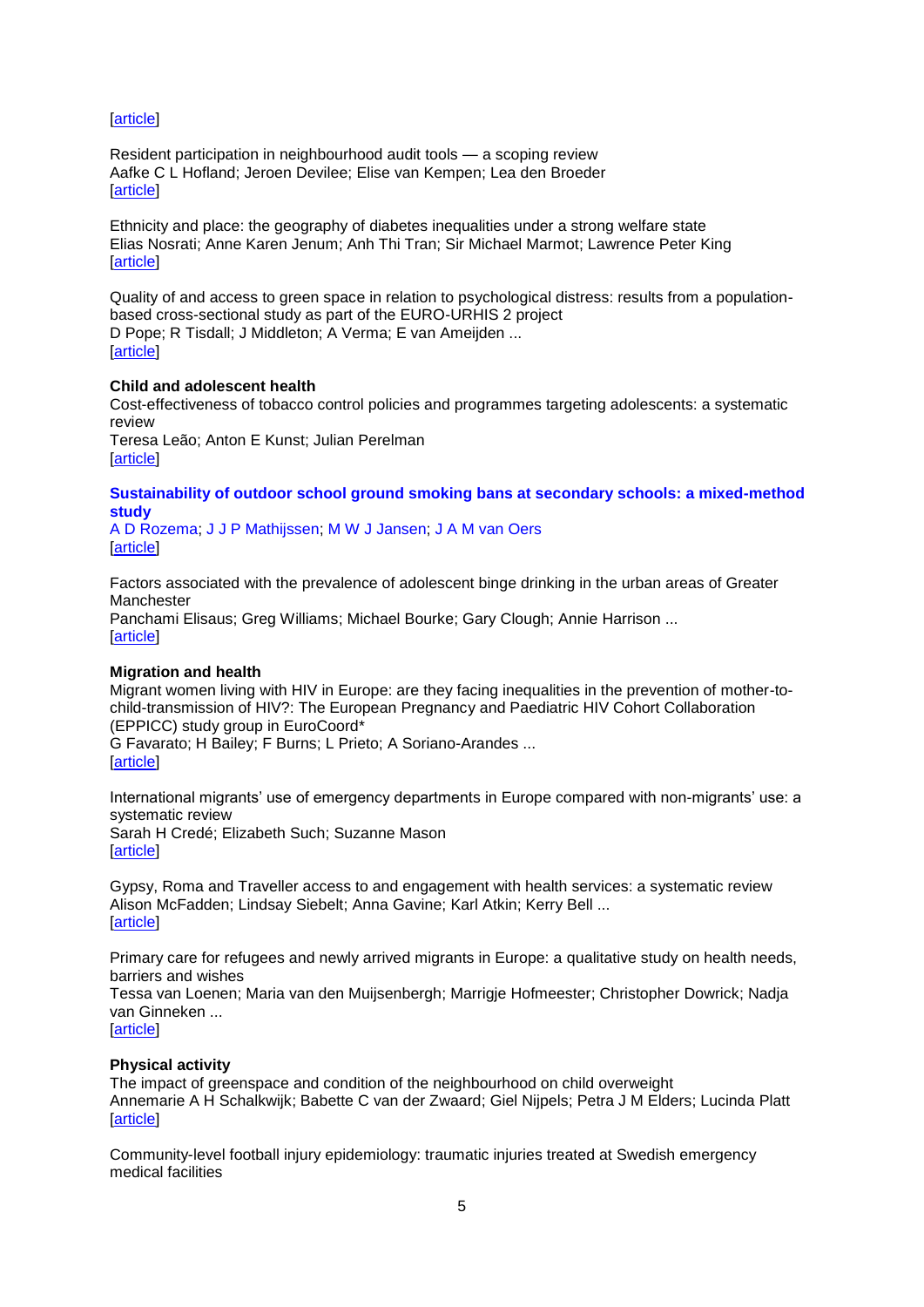[article]

Resident participation in neighbourhood audit tools — a scoping review
Aafke C L Hofland; Jeroen Devilee; Elise van Kempen; Lea den Broeder
[article]

Ethnicity and place: the geography of diabetes inequalities under a strong welfare state
Elias Nosrati; Anne Karen Jenum; Anh Thi Tran; Sir Michael Marmot; Lawrence Peter King
[article]

Quality of and access to green space in relation to psychological distress: results from a population-based cross-sectional study as part of the EURO-URHIS 2 project
D Pope; R Tisdall; J Middleton; A Verma; E van Ameijden ...
[article]

**Child and adolescent health**
Cost-effectiveness of tobacco control policies and programmes targeting adolescents: a systematic review
Teresa Leão; Anton E Kunst; Julian Perelman
[article]

**Sustainability of outdoor school ground smoking bans at secondary schools: a mixed-method study**
A D Rozema; J J P Mathijssen; M W J Jansen; J A M van Oers
[article]

Factors associated with the prevalence of adolescent binge drinking in the urban areas of Greater Manchester
Panchami Elisaus; Greg Williams; Michael Bourke; Gary Clough; Annie Harrison ...
[article]

**Migration and health**
Migrant women living with HIV in Europe: are they facing inequalities in the prevention of mother-to-child-transmission of HIV?: The European Pregnancy and Paediatric HIV Cohort Collaboration (EPPICC) study group in EuroCoord*
G Favarato; H Bailey; F Burns; L Prieto; A Soriano-Arandes ...
[article]

International migrants' use of emergency departments in Europe compared with non-migrants' use: a systematic review
Sarah H Credé; Elizabeth Such; Suzanne Mason
[article]

Gypsy, Roma and Traveller access to and engagement with health services: a systematic review
Alison McFadden; Lindsay Siebelt; Anna Gavine; Karl Atkin; Kerry Bell ...
[article]

Primary care for refugees and newly arrived migrants in Europe: a qualitative study on health needs, barriers and wishes
Tessa van Loenen; Maria van den Muijsenbergh; Marrigje Hofmeester; Christopher Dowrick; Nadja van Ginneken ...
[article]

**Physical activity**
The impact of greenspace and condition of the neighbourhood on child overweight
Annemarie A H Schalkwijk; Babette C van der Zwaard; Giel Nijpels; Petra J M Elders; Lucinda Platt
[article]

Community-level football injury epidemiology: traumatic injuries treated at Swedish emergency medical facilities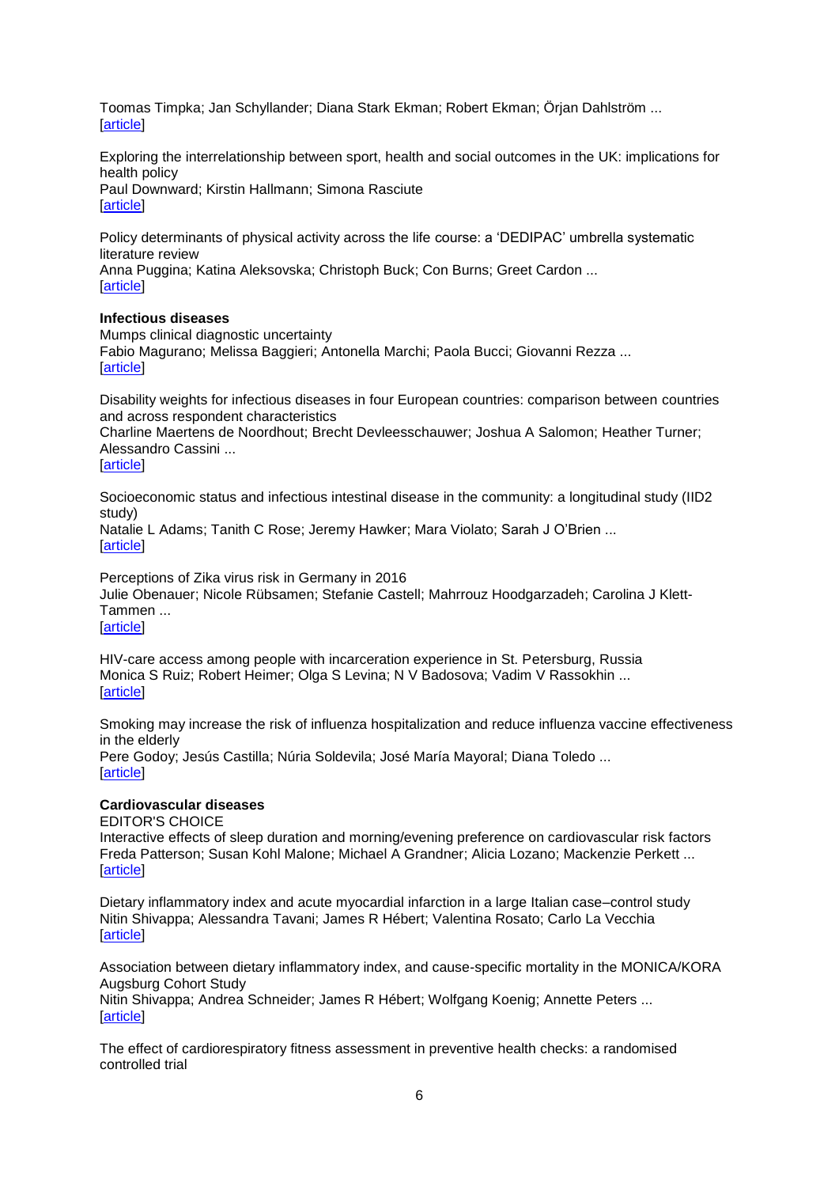Toomas Timpka; Jan Schyllander; Diana Stark Ekman; Robert Ekman; Örjan Dahlström ...
[article]

Exploring the interrelationship between sport, health and social outcomes in the UK: implications for health policy
Paul Downward; Kirstin Hallmann; Simona Rasciute
[article]

Policy determinants of physical activity across the life course: a 'DEDIPAC' umbrella systematic literature review
Anna Puggina; Katina Aleksovska; Christoph Buck; Con Burns; Greet Cardon ...
[article]

**Infectious diseases**

Mumps clinical diagnostic uncertainty
Fabio Magurano; Melissa Baggieri; Antonella Marchi; Paola Bucci; Giovanni Rezza ...
[article]

Disability weights for infectious diseases in four European countries: comparison between countries and across respondent characteristics
Charline Maertens de Noordhout; Brecht Devleesschauwer; Joshua A Salomon; Heather Turner; Alessandro Cassini ...
[article]

Socioeconomic status and infectious intestinal disease in the community: a longitudinal study (IID2 study)
Natalie L Adams; Tanith C Rose; Jeremy Hawker; Mara Violato; Sarah J O'Brien ...
[article]

Perceptions of Zika virus risk in Germany in 2016
Julie Obenauer; Nicole Rübsamen; Stefanie Castell; Mahrrouz Hoodgarzadeh; Carolina J Klett-Tammen ...
[article]

HIV-care access among people with incarceration experience in St. Petersburg, Russia
Monica S Ruiz; Robert Heimer; Olga S Levina; N V Badosova; Vadim V Rassokhin ...
[article]

Smoking may increase the risk of influenza hospitalization and reduce influenza vaccine effectiveness in the elderly
Pere Godoy; Jesús Castilla; Núria Soldevila; José María Mayoral; Diana Toledo ...
[article]

**Cardiovascular diseases**

EDITOR'S CHOICE
Interactive effects of sleep duration and morning/evening preference on cardiovascular risk factors
Freda Patterson; Susan Kohl Malone; Michael A Grandner; Alicia Lozano; Mackenzie Perkett ...
[article]

Dietary inflammatory index and acute myocardial infarction in a large Italian case–control study
Nitin Shivappa; Alessandra Tavani; James R Hébert; Valentina Rosato; Carlo La Vecchia
[article]

Association between dietary inflammatory index, and cause-specific mortality in the MONICA/KORA Augsburg Cohort Study
Nitin Shivappa; Andrea Schneider; James R Hébert; Wolfgang Koenig; Annette Peters ...
[article]

The effect of cardiorespiratory fitness assessment in preventive health checks: a randomised controlled trial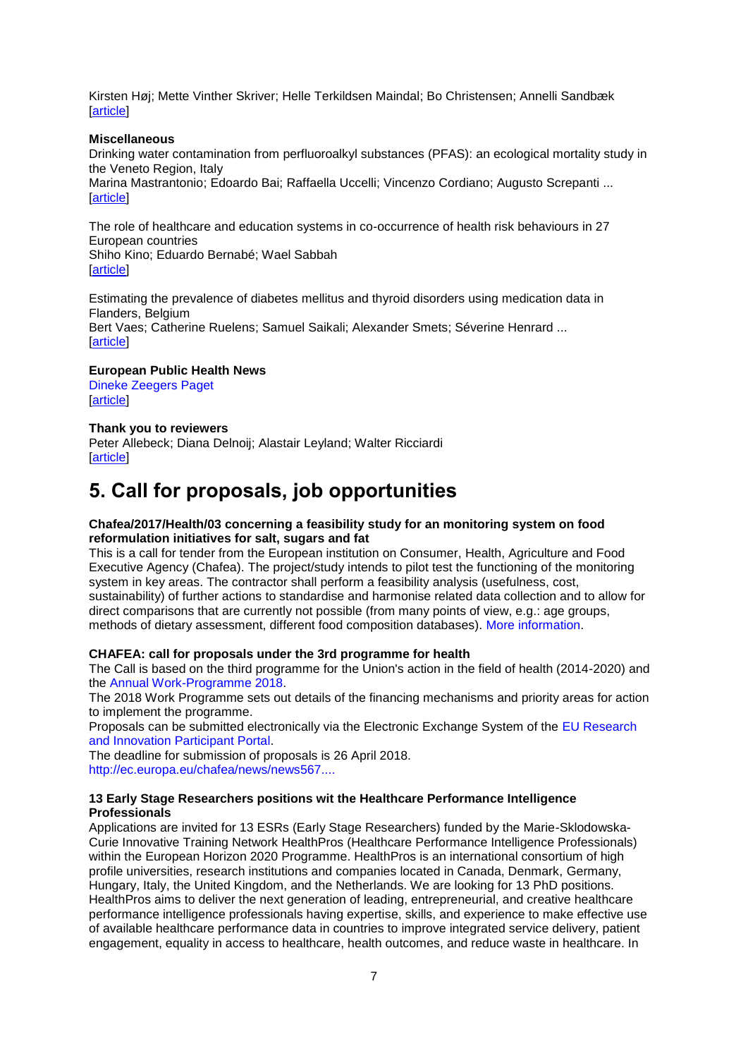Kirsten Høj; Mette Vinther Skriver; Helle Terkildsen Maindal; Bo Christensen; Annelli Sandbæk
[article]

**Miscellaneous**

Drinking water contamination from perfluoroalkyl substances (PFAS): an ecological mortality study in the Veneto Region, Italy
Marina Mastrantonio; Edoardo Bai; Raffaella Uccelli; Vincenzo Cordiano; Augusto Screpanti ...
[article]

The role of healthcare and education systems in co-occurrence of health risk behaviours in 27 European countries
Shiho Kino; Eduardo Bernabé; Wael Sabbah
[article]

Estimating the prevalence of diabetes mellitus and thyroid disorders using medication data in Flanders, Belgium
Bert Vaes; Catherine Ruelens; Samuel Saikali; Alexander Smets; Séverine Henrard ...
[article]

**European Public Health News**

Dineke Zeegers Paget
[article]

**Thank you to reviewers**

Peter Allebeck; Diana Delnoij; Alastair Leyland; Walter Ricciardi
[article]

# 5. Call for proposals, job opportunities

**Chafea/2017/Health/03 concerning a feasibility study for an monitoring system on food reformulation initiatives for salt, sugars and fat**

This is a call for tender from the European institution on Consumer, Health, Agriculture and Food Executive Agency (Chafea). The project/study intends to pilot test the functioning of the monitoring system in key areas. The contractor shall perform a feasibility analysis (usefulness, cost, sustainability) of further actions to standardise and harmonise related data collection and to allow for direct comparisons that are currently not possible (from many points of view, e.g.: age groups, methods of dietary assessment, different food composition databases). More information.

**CHAFEA: call for proposals under the 3rd programme for health**

The Call is based on the third programme for the Union's action in the field of health (2014-2020) and the Annual Work-Programme 2018.

The 2018 Work Programme sets out details of the financing mechanisms and priority areas for action to implement the programme.

Proposals can be submitted electronically via the Electronic Exchange System of the EU Research and Innovation Participant Portal.

The deadline for submission of proposals is 26 April 2018.

http://ec.europa.eu/chafea/news/news567....

**13 Early Stage Researchers positions wit the Healthcare Performance Intelligence Professionals**

Applications are invited for 13 ESRs (Early Stage Researchers) funded by the Marie-Sklodowska-Curie Innovative Training Network HealthPros (Healthcare Performance Intelligence Professionals) within the European Horizon 2020 Programme. HealthPros is an international consortium of high profile universities, research institutions and companies located in Canada, Denmark, Germany, Hungary, Italy, the United Kingdom, and the Netherlands. We are looking for 13 PhD positions. HealthPros aims to deliver the next generation of leading, entrepreneurial, and creative healthcare performance intelligence professionals having expertise, skills, and experience to make effective use of available healthcare performance data in countries to improve integrated service delivery, patient engagement, equality in access to healthcare, health outcomes, and reduce waste in healthcare. In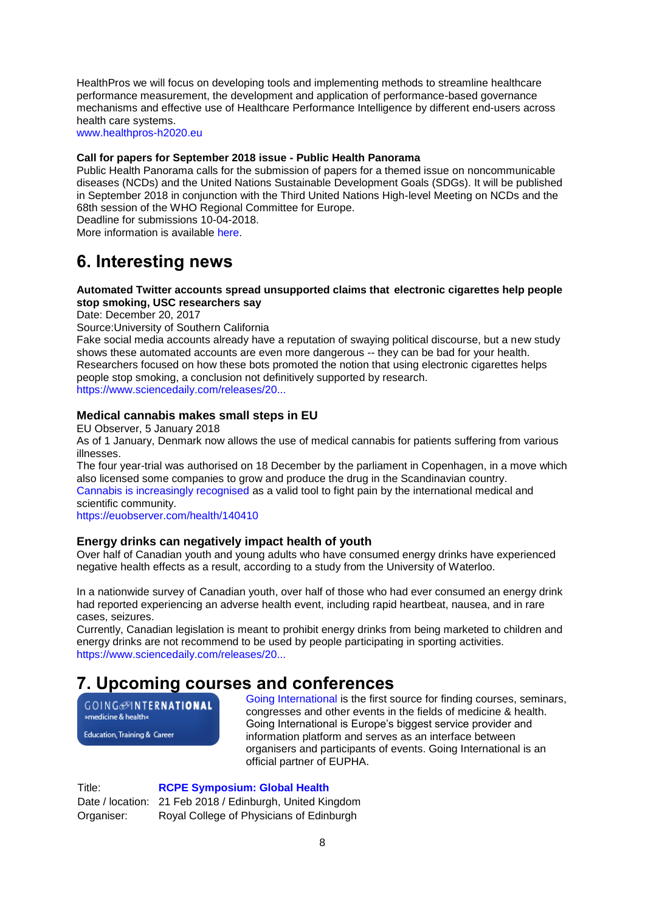HealthPros we will focus on developing tools and implementing methods to streamline healthcare performance measurement, the development and application of performance-based governance mechanisms and effective use of Healthcare Performance Intelligence by different end-users across health care systems.
www.healthpros-h2020.eu

**Call for papers for September 2018 issue - Public Health Panorama**
Public Health Panorama calls for the submission of papers for a themed issue on noncommunicable diseases (NCDs) and the United Nations Sustainable Development Goals (SDGs). It will be published in September 2018 in conjunction with the Third United Nations High-level Meeting on NCDs and the 68th session of the WHO Regional Committee for Europe.
Deadline for submissions 10-04-2018.
More information is available here.

# 6. Interesting news

**Automated Twitter accounts spread unsupported claims that electronic cigarettes help people stop smoking, USC researchers say**
Date: December 20, 2017
Source:University of Southern California
Fake social media accounts already have a reputation of swaying political discourse, but a new study shows these automated accounts are even more dangerous -- they can be bad for your health. Researchers focused on how these bots promoted the notion that using electronic cigarettes helps people stop smoking, a conclusion not definitively supported by research.
https://www.sciencedaily.com/releases/20...

### Medical cannabis makes small steps in EU

EU Observer, 5 January 2018
As of 1 January, Denmark now allows the use of medical cannabis for patients suffering from various illnesses.
The four year-trial was authorised on 18 December by the parliament in Copenhagen, in a move which also licensed some companies to grow and produce the drug in the Scandinavian country.
Cannabis is increasingly recognised as a valid tool to fight pain by the international medical and scientific community.
https://euobserver.com/health/140410

### Energy drinks can negatively impact health of youth

Over half of Canadian youth and young adults who have consumed energy drinks have experienced negative health effects as a result, according to a study from the University of Waterloo.

In a nationwide survey of Canadian youth, over half of those who had ever consumed an energy drink had reported experiencing an adverse health event, including rapid heartbeat, nausea, and in rare cases, seizures.
Currently, Canadian legislation is meant to prohibit energy drinks from being marketed to children and energy drinks are not recommend to be used by people participating in sporting activities.
https://www.sciencedaily.com/releases/20...

# 7. Upcoming courses and conferences

Going International is the first source for finding courses, seminars, congresses and other events in the fields of medicine & health. Going International is Europe's biggest service provider and information platform and serves as an interface between organisers and participants of events. Going International is an official partner of EUPHA.

| | |
|---|---|
| Title: | **RCPE Symposium: Global Health** |
| Date / location: | 21 Feb 2018 / Edinburgh, United Kingdom |
| Organiser: | Royal College of Physicians of Edinburgh |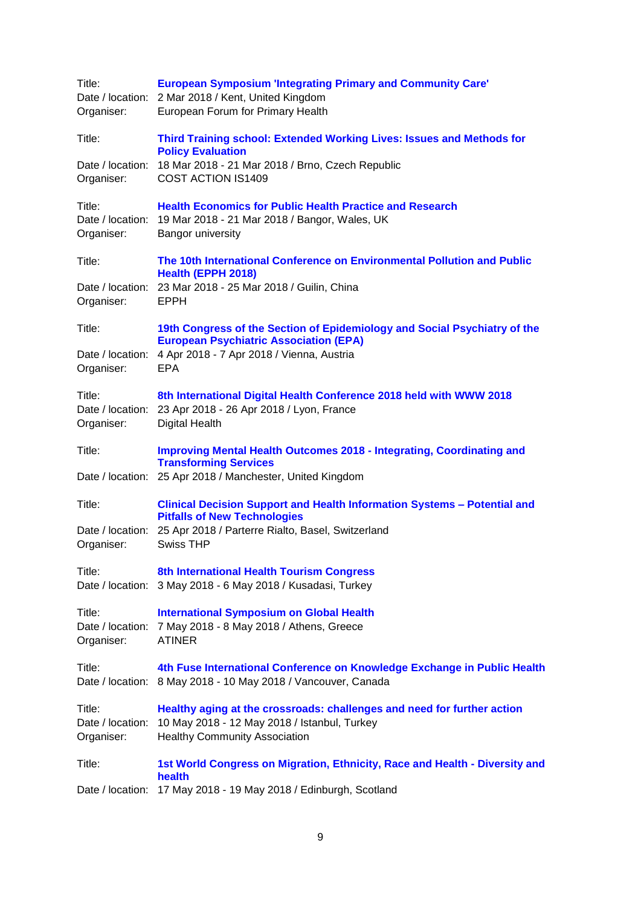Title: **European Symposium 'Integrating Primary and Community Care'**
Date / location: 2 Mar 2018 / Kent, United Kingdom
Organiser: European Forum for Primary Health

Title: **Third Training school: Extended Working Lives: Issues and Methods for Policy Evaluation**
Date / location: 18 Mar 2018 - 21 Mar 2018 / Brno, Czech Republic
Organiser: COST ACTION IS1409

Title: **Health Economics for Public Health Practice and Research**
Date / location: 19 Mar 2018 - 21 Mar 2018 / Bangor, Wales, UK
Organiser: Bangor university

Title: **The 10th International Conference on Environmental Pollution and Public Health (EPPH 2018)**
Date / location: 23 Mar 2018 - 25 Mar 2018 / Guilin, China
Organiser: EPPH

Title: **19th Congress of the Section of Epidemiology and Social Psychiatry of the European Psychiatric Association (EPA)**
Date / location: 4 Apr 2018 - 7 Apr 2018 / Vienna, Austria
Organiser: EPA

Title: **8th International Digital Health Conference 2018 held with WWW 2018**
Date / location: 23 Apr 2018 - 26 Apr 2018 / Lyon, France
Organiser: Digital Health

Title: **Improving Mental Health Outcomes 2018 - Integrating, Coordinating and Transforming Services**
Date / location: 25 Apr 2018 / Manchester, United Kingdom

Title: **Clinical Decision Support and Health Information Systems – Potential and Pitfalls of New Technologies**
Date / location: 25 Apr 2018 / Parterre Rialto, Basel, Switzerland
Organiser: Swiss THP

Title: **8th International Health Tourism Congress**
Date / location: 3 May 2018 - 6 May 2018 / Kusadasi, Turkey

Title: **International Symposium on Global Health**
Date / location: 7 May 2018 - 8 May 2018 / Athens, Greece
Organiser: ATINER

Title: **4th Fuse International Conference on Knowledge Exchange in Public Health**
Date / location: 8 May 2018 - 10 May 2018 / Vancouver, Canada

Title: **Healthy aging at the crossroads: challenges and need for further action**
Date / location: 10 May 2018 - 12 May 2018 / Istanbul, Turkey
Organiser: Healthy Community Association

Title: **1st World Congress on Migration, Ethnicity, Race and Health - Diversity and health**
Date / location: 17 May 2018 - 19 May 2018 / Edinburgh, Scotland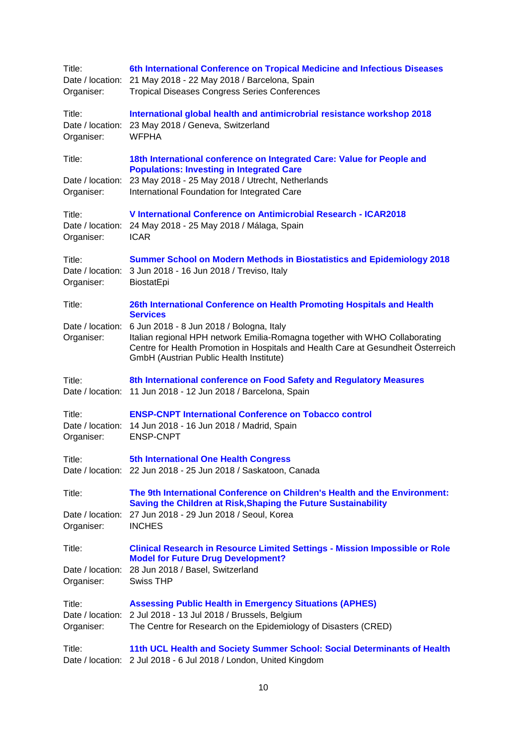Title: **6th International Conference on Tropical Medicine and Infectious Diseases**
Date / location: 21 May 2018 - 22 May 2018 / Barcelona, Spain
Organiser: Tropical Diseases Congress Series Conferences

Title: **International global health and antimicrobial resistance workshop 2018**
Date / location: 23 May 2018 / Geneva, Switzerland
Organiser: WFPHA

Title: **18th International conference on Integrated Care: Value for People and Populations: Investing in Integrated Care**
Date / location: 23 May 2018 - 25 May 2018 / Utrecht, Netherlands
Organiser: International Foundation for Integrated Care

Title: **V International Conference on Antimicrobial Research - ICAR2018**
Date / location: 24 May 2018 - 25 May 2018 / Málaga, Spain
Organiser: ICAR

Title: **Summer School on Modern Methods in Biostatistics and Epidemiology 2018**
Date / location: 3 Jun 2018 - 16 Jun 2018 / Treviso, Italy
Organiser: BiostatEpi

Title: **26th International Conference on Health Promoting Hospitals and Health Services**
Date / location: 6 Jun 2018 - 8 Jun 2018 / Bologna, Italy
Organiser: Italian regional HPH network Emilia-Romagna together with WHO Collaborating Centre for Health Promotion in Hospitals and Health Care at Gesundheit Österreich GmbH (Austrian Public Health Institute)

Title: **8th International conference on Food Safety and Regulatory Measures**
Date / location: 11 Jun 2018 - 12 Jun 2018 / Barcelona, Spain

Title: **ENSP-CNPT International Conference on Tobacco control**
Date / location: 14 Jun 2018 - 16 Jun 2018 / Madrid, Spain
Organiser: ENSP-CNPT

Title: **5th International One Health Congress**
Date / location: 22 Jun 2018 - 25 Jun 2018 / Saskatoon, Canada

Title: **The 9th International Conference on Children's Health and the Environment: Saving the Children at Risk,Shaping the Future Sustainability**
Date / location: 27 Jun 2018 - 29 Jun 2018 / Seoul, Korea
Organiser: INCHES

Title: **Clinical Research in Resource Limited Settings - Mission Impossible or Role Model for Future Drug Development?**
Date / location: 28 Jun 2018 / Basel, Switzerland
Organiser: Swiss THP

Title: **Assessing Public Health in Emergency Situations (APHES)**
Date / location: 2 Jul 2018 - 13 Jul 2018 / Brussels, Belgium
Organiser: The Centre for Research on the Epidemiology of Disasters (CRED)

Title: **11th UCL Health and Society Summer School: Social Determinants of Health**
Date / location: 2 Jul 2018 - 6 Jul 2018 / London, United Kingdom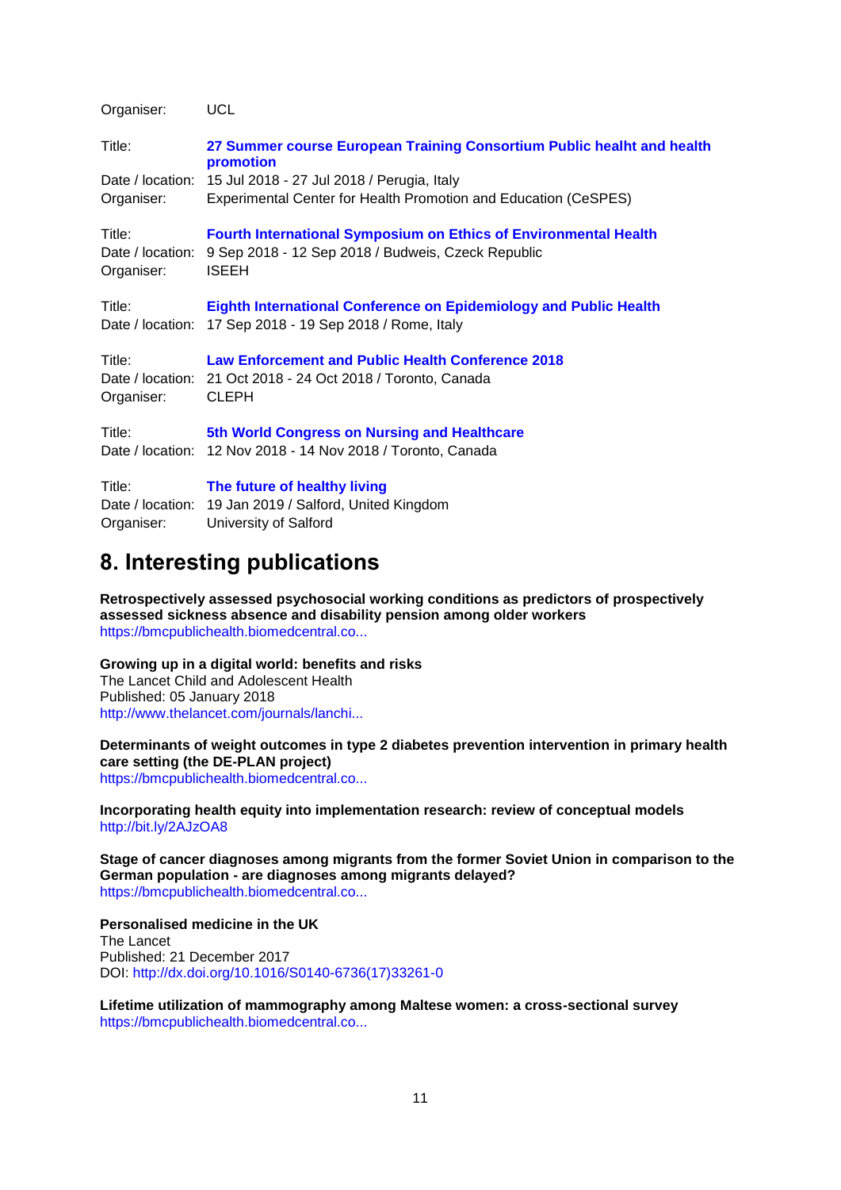Organiser: UCL

Title: **27 Summer course European Training Consortium Public healht and health promotion**
Date / location: 15 Jul 2018 - 27 Jul 2018 / Perugia, Italy
Organiser: Experimental Center for Health Promotion and Education (CeSPES)

Title: **Fourth International Symposium on Ethics of Environmental Health**
Date / location: 9 Sep 2018 - 12 Sep 2018 / Budweis, Czeck Republic
Organiser: ISEEH

Title: **Eighth International Conference on Epidemiology and Public Health**
Date / location: 17 Sep 2018 - 19 Sep 2018 / Rome, Italy

Title: **Law Enforcement and Public Health Conference 2018**
Date / location: 21 Oct 2018 - 24 Oct 2018 / Toronto, Canada
Organiser: CLEPH

Title: **5th World Congress on Nursing and Healthcare**
Date / location: 12 Nov 2018 - 14 Nov 2018 / Toronto, Canada

Title: **The future of healthy living**
Date / location: 19 Jan 2019 / Salford, United Kingdom
Organiser: University of Salford

# 8. Interesting publications

**Retrospectively assessed psychosocial working conditions as predictors of prospectively assessed sickness absence and disability pension among older workers**
https://bmcpublichealth.biomedcentral.co...

**Growing up in a digital world: benefits and risks**
The Lancet Child and Adolescent Health
Published: 05 January 2018
http://www.thelancet.com/journals/lanchi...

**Determinants of weight outcomes in type 2 diabetes prevention intervention in primary health care setting (the DE-PLAN project)**
https://bmcpublichealth.biomedcentral.co...

**Incorporating health equity into implementation research: review of conceptual models**
http://bit.ly/2AJzOA8

**Stage of cancer diagnoses among migrants from the former Soviet Union in comparison to the German population - are diagnoses among migrants delayed?**
https://bmcpublichealth.biomedcentral.co...

**Personalised medicine in the UK**
The Lancet
Published: 21 December 2017
DOI: http://dx.doi.org/10.1016/S0140-6736(17)33261-0

**Lifetime utilization of mammography among Maltese women: a cross-sectional survey**
https://bmcpublichealth.biomedcentral.co...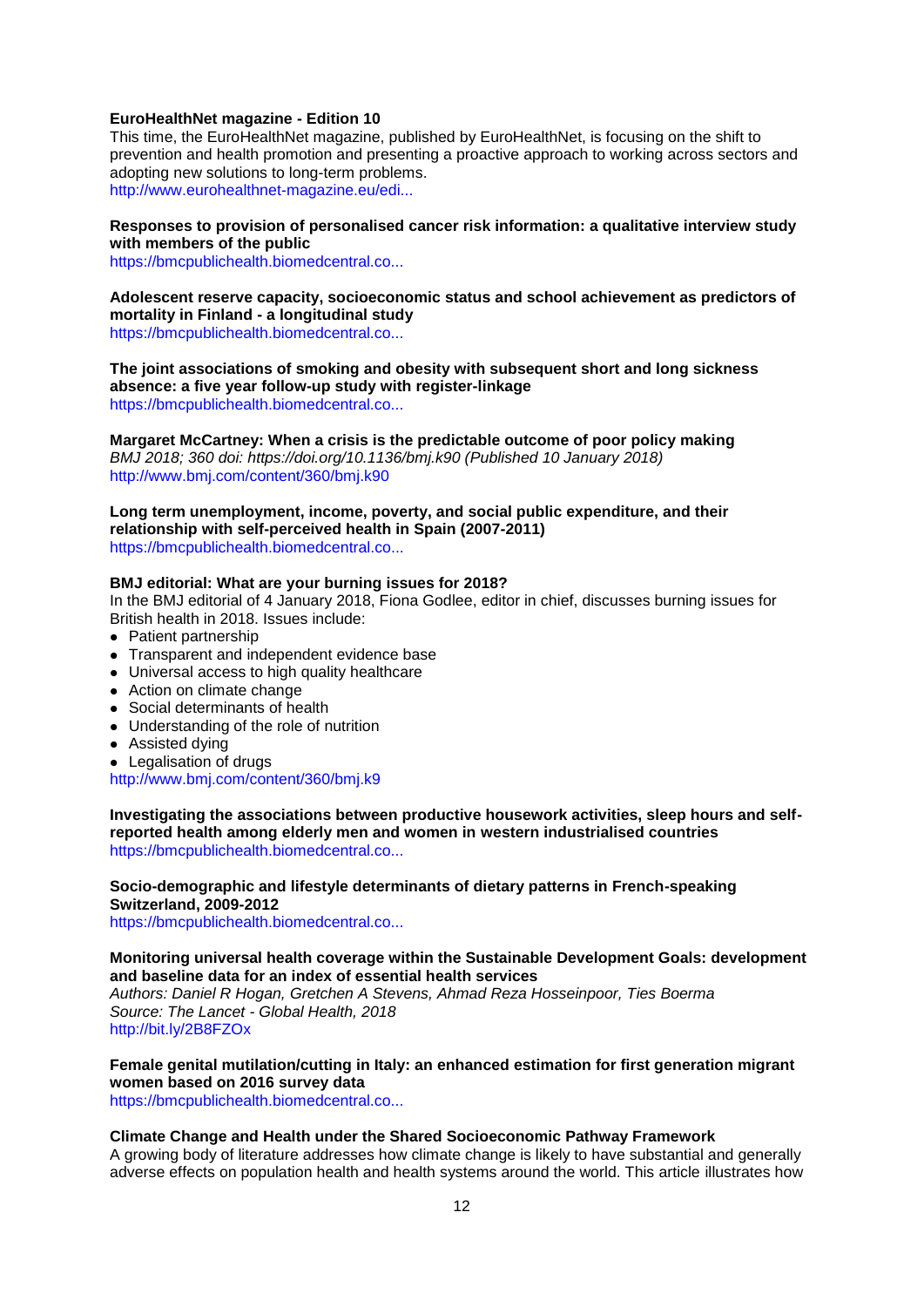**EuroHealthNet magazine - Edition 10**
This time, the EuroHealthNet magazine, published by EuroHealthNet, is focusing on the shift to prevention and health promotion and presenting a proactive approach to working across sectors and adopting new solutions to long-term problems.
http://www.eurohealthnet-magazine.eu/edi...

**Responses to provision of personalised cancer risk information: a qualitative interview study with members of the public**
https://bmcpublichealth.biomedcentral.co...

**Adolescent reserve capacity, socioeconomic status and school achievement as predictors of mortality in Finland - a longitudinal study**
https://bmcpublichealth.biomedcentral.co...

**The joint associations of smoking and obesity with subsequent short and long sickness absence: a five year follow-up study with register-linkage**
https://bmcpublichealth.biomedcentral.co...

**Margaret McCartney: When a crisis is the predictable outcome of poor policy making**
*BMJ 2018; 360 doi: https://doi.org/10.1136/bmj.k90 (Published 10 January 2018)*
http://www.bmj.com/content/360/bmj.k90

**Long term unemployment, income, poverty, and social public expenditure, and their relationship with self-perceived health in Spain (2007-2011)**
https://bmcpublichealth.biomedcentral.co...

**BMJ editorial: What are your burning issues for 2018?**
In the BMJ editorial of 4 January 2018, Fiona Godlee, editor in chief, discusses burning issues for British health in 2018. Issues include:

- Patient partnership
- Transparent and independent evidence base
- Universal access to high quality healthcare
- Action on climate change
- Social determinants of health
- Understanding of the role of nutrition
- Assisted dying
- Legalisation of drugs

http://www.bmj.com/content/360/bmj.k9

**Investigating the associations between productive housework activities, sleep hours and self-reported health among elderly men and women in western industrialised countries**
https://bmcpublichealth.biomedcentral.co...

**Socio-demographic and lifestyle determinants of dietary patterns in French-speaking Switzerland, 2009-2012**
https://bmcpublichealth.biomedcentral.co...

**Monitoring universal health coverage within the Sustainable Development Goals: development and baseline data for an index of essential health services**
*Authors: Daniel R Hogan, Gretchen A Stevens, Ahmad Reza Hosseinpoor, Ties Boerma*
*Source: The Lancet - Global Health, 2018*
http://bit.ly/2B8FZOx

**Female genital mutilation/cutting in Italy: an enhanced estimation for first generation migrant women based on 2016 survey data**
https://bmcpublichealth.biomedcentral.co...

**Climate Change and Health under the Shared Socioeconomic Pathway Framework**
A growing body of literature addresses how climate change is likely to have substantial and generally adverse effects on population health and health systems around the world. This article illustrates how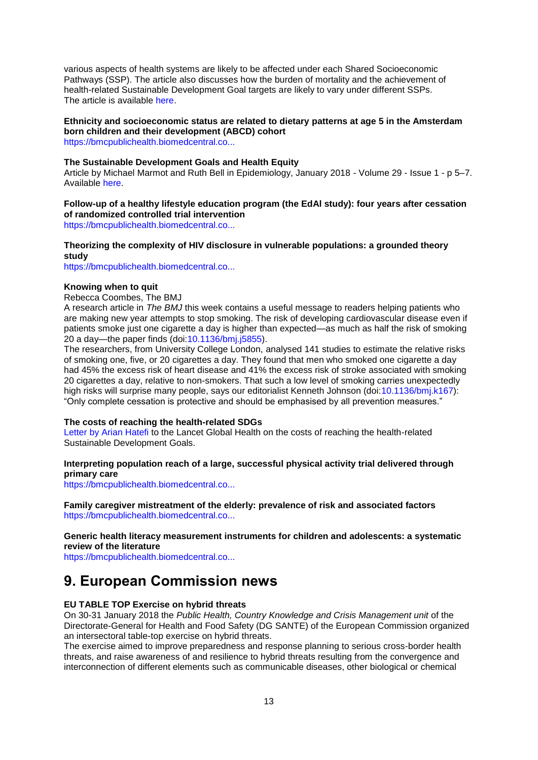various aspects of health systems are likely to be affected under each Shared Socioeconomic Pathways (SSP). The article also discusses how the burden of mortality and the achievement of health-related Sustainable Development Goal targets are likely to vary under different SSPs. The article is available here.

**Ethnicity and socioeconomic status are related to dietary patterns at age 5 in the Amsterdam born children and their development (ABCD) cohort**
https://bmcpublichealth.biomedcentral.co...

**The Sustainable Development Goals and Health Equity**
Article by Michael Marmot and Ruth Bell in Epidemiology, January 2018 - Volume 29 - Issue 1 - p 5–7. Available here.

**Follow-up of a healthy lifestyle education program (the EdAl study): four years after cessation of randomized controlled trial intervention**
https://bmcpublichealth.biomedcentral.co...

**Theorizing the complexity of HIV disclosure in vulnerable populations: a grounded theory study**
https://bmcpublichealth.biomedcentral.co...

**Knowing when to quit**
Rebecca Coombes, The BMJ
A research article in *The BMJ* this week contains a useful message to readers helping patients who are making new year attempts to stop smoking. The risk of developing cardiovascular disease even if patients smoke just one cigarette a day is higher than expected—as much as half the risk of smoking 20 a day—the paper finds (doi:10.1136/bmj.j5855).
The researchers, from University College London, analysed 141 studies to estimate the relative risks of smoking one, five, or 20 cigarettes a day. They found that men who smoked one cigarette a day had 45% the excess risk of heart disease and 41% the excess risk of stroke associated with smoking 20 cigarettes a day, relative to non-smokers. That such a low level of smoking carries unexpectedly high risks will surprise many people, says our editorialist Kenneth Johnson (doi:10.1136/bmj.k167): "Only complete cessation is protective and should be emphasised by all prevention measures."

**The costs of reaching the health-related SDGs**
Letter by Arian Hatefi to the Lancet Global Health on the costs of reaching the health-related Sustainable Development Goals.

**Interpreting population reach of a large, successful physical activity trial delivered through primary care**
https://bmcpublichealth.biomedcentral.co...

**Family caregiver mistreatment of the elderly: prevalence of risk and associated factors**
https://bmcpublichealth.biomedcentral.co...

**Generic health literacy measurement instruments for children and adolescents: a systematic review of the literature**
https://bmcpublichealth.biomedcentral.co...

# 9. European Commission news

**EU TABLE TOP Exercise on hybrid threats**
On 30-31 January 2018 the *Public Health, Country Knowledge and Crisis Management unit* of the Directorate-General for Health and Food Safety (DG SANTE) of the European Commission organized an intersectoral table-top exercise on hybrid threats.
The exercise aimed to improve preparedness and response planning to serious cross-border health threats, and raise awareness of and resilience to hybrid threats resulting from the convergence and interconnection of different elements such as communicable diseases, other biological or chemical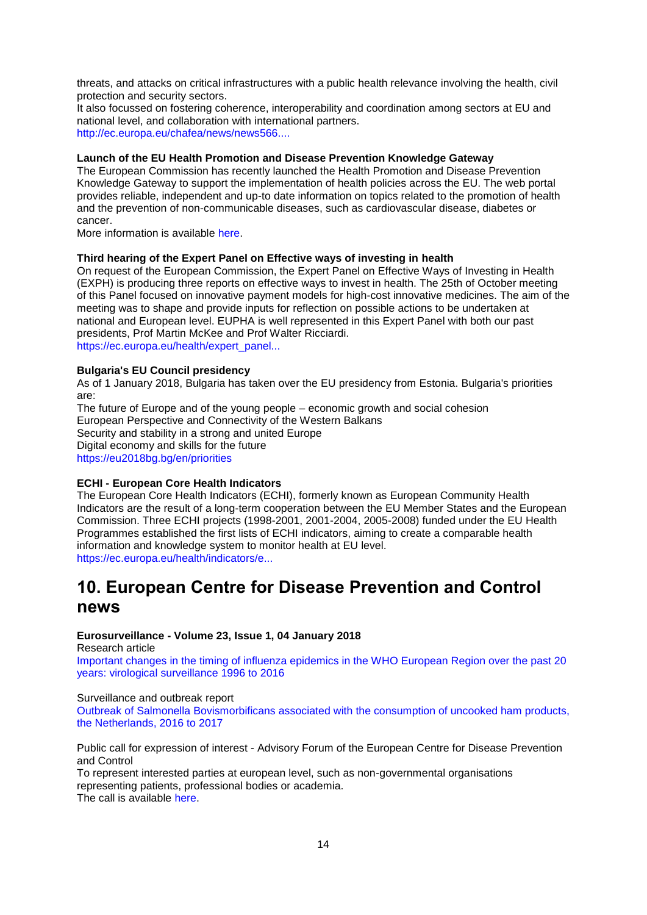threats, and attacks on critical infrastructures with a public health relevance involving the health, civil protection and security sectors.
It also focussed on fostering coherence, interoperability and coordination among sectors at EU and national level, and collaboration with international partners.
http://ec.europa.eu/chafea/news/news566....

**Launch of the EU Health Promotion and Disease Prevention Knowledge Gateway**
The European Commission has recently launched the Health Promotion and Disease Prevention Knowledge Gateway to support the implementation of health policies across the EU. The web portal provides reliable, independent and up-to date information on topics related to the promotion of health and the prevention of non-communicable diseases, such as cardiovascular disease, diabetes or cancer.
More information is available here.

**Third hearing of the Expert Panel on Effective ways of investing in health**
On request of the European Commission, the Expert Panel on Effective Ways of Investing in Health (EXPH) is producing three reports on effective ways to invest in health. The 25th of October meeting of this Panel focused on innovative payment models for high-cost innovative medicines. The aim of the meeting was to shape and provide inputs for reflection on possible actions to be undertaken at national and European level. EUPHA is well represented in this Expert Panel with both our past presidents, Prof Martin McKee and Prof Walter Ricciardi.
https://ec.europa.eu/health/expert_panel...

**Bulgaria's EU Council presidency**
As of 1 January 2018, Bulgaria has taken over the EU presidency from Estonia. Bulgaria's priorities are:
The future of Europe and of the young people – economic growth and social cohesion
European Perspective and Connectivity of the Western Balkans
Security and stability in a strong and united Europe
Digital economy and skills for the future
https://eu2018bg.bg/en/priorities

**ECHI - European Core Health Indicators**
The European Core Health Indicators (ECHI), formerly known as European Community Health Indicators are the result of a long-term cooperation between the EU Member States and the European Commission. Three ECHI projects (1998-2001, 2001-2004, 2005-2008) funded under the EU Health Programmes established the first lists of ECHI indicators, aiming to create a comparable health information and knowledge system to monitor health at EU level.
https://ec.europa.eu/health/indicators/e...

# 10. European Centre for Disease Prevention and Control news

**Eurosurveillance - Volume 23, Issue 1, 04 January 2018**
Research article
Important changes in the timing of influenza epidemics in the WHO European Region over the past 20 years: virological surveillance 1996 to 2016

Surveillance and outbreak report
Outbreak of Salmonella Bovismorbificans associated with the consumption of uncooked ham products, the Netherlands, 2016 to 2017

Public call for expression of interest - Advisory Forum of the European Centre for Disease Prevention and Control
To represent interested parties at european level, such as non-governmental organisations representing patients, professional bodies or academia.
The call is available here.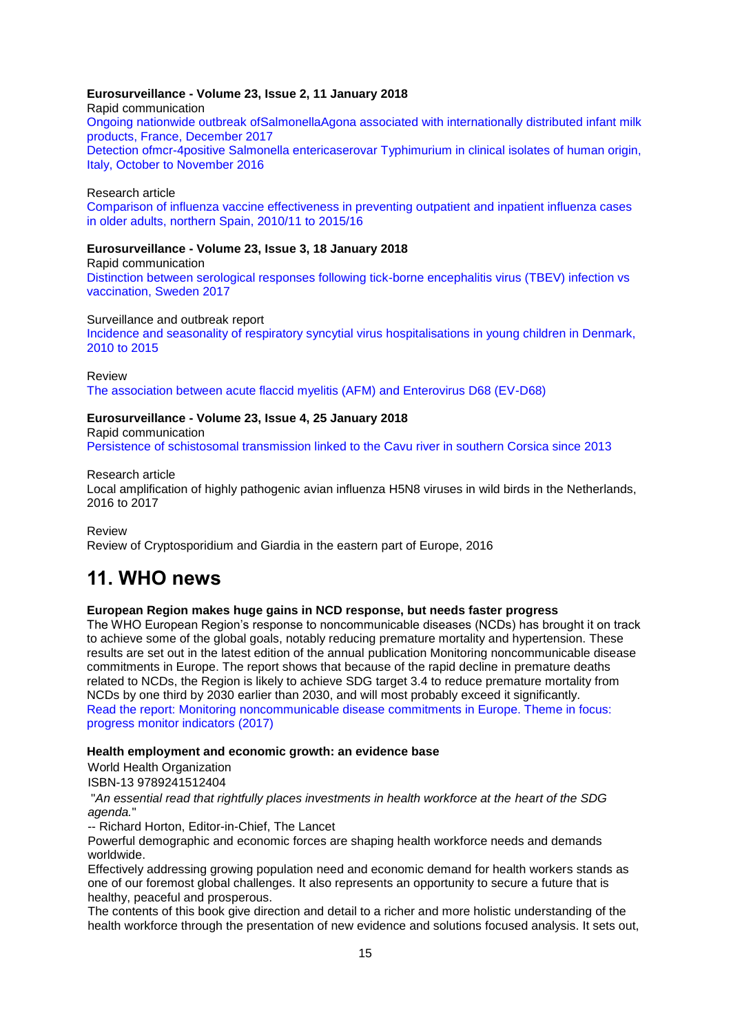**Eurosurveillance - Volume 23, Issue 2, 11 January 2018**

Rapid communication

Ongoing nationwide outbreak ofSalmonellaAgona associated with internationally distributed infant milk products, France, December 2017

Detection ofmcr-4positive Salmonella entericaserovar Typhimurium in clinical isolates of human origin, Italy, October to November 2016

Research article

Comparison of influenza vaccine effectiveness in preventing outpatient and inpatient influenza cases in older adults, northern Spain, 2010/11 to 2015/16

**Eurosurveillance - Volume 23, Issue 3, 18 January 2018**

Rapid communication

Distinction between serological responses following tick-borne encephalitis virus (TBEV) infection vs vaccination, Sweden 2017

Surveillance and outbreak report

Incidence and seasonality of respiratory syncytial virus hospitalisations in young children in Denmark, 2010 to 2015

Review

The association between acute flaccid myelitis (AFM) and Enterovirus D68 (EV-D68)

**Eurosurveillance - Volume 23, Issue 4, 25 January 2018**

Rapid communication

Persistence of schistosomal transmission linked to the Cavu river in southern Corsica since 2013

Research article

Local amplification of highly pathogenic avian influenza H5N8 viruses in wild birds in the Netherlands, 2016 to 2017

Review

Review of Cryptosporidium and Giardia in the eastern part of Europe, 2016

# 11. WHO news

**European Region makes huge gains in NCD response, but needs faster progress**

The WHO European Region's response to noncommunicable diseases (NCDs) has brought it on track to achieve some of the global goals, notably reducing premature mortality and hypertension. These results are set out in the latest edition of the annual publication Monitoring noncommunicable disease commitments in Europe. The report shows that because of the rapid decline in premature deaths related to NCDs, the Region is likely to achieve SDG target 3.4 to reduce premature mortality from NCDs by one third by 2030 earlier than 2030, and will most probably exceed it significantly.

Read the report: Monitoring noncommunicable disease commitments in Europe. Theme in focus: progress monitor indicators (2017)

**Health employment and economic growth: an evidence base**

World Health Organization

ISBN-13 9789241512404

"*An essential read that rightfully places investments in health workforce at the heart of the SDG agenda.*"

-- Richard Horton, Editor-in-Chief, The Lancet

Powerful demographic and economic forces are shaping health workforce needs and demands worldwide.

Effectively addressing growing population need and economic demand for health workers stands as one of our foremost global challenges. It also represents an opportunity to secure a future that is healthy, peaceful and prosperous.

The contents of this book give direction and detail to a richer and more holistic understanding of the health workforce through the presentation of new evidence and solutions focused analysis. It sets out,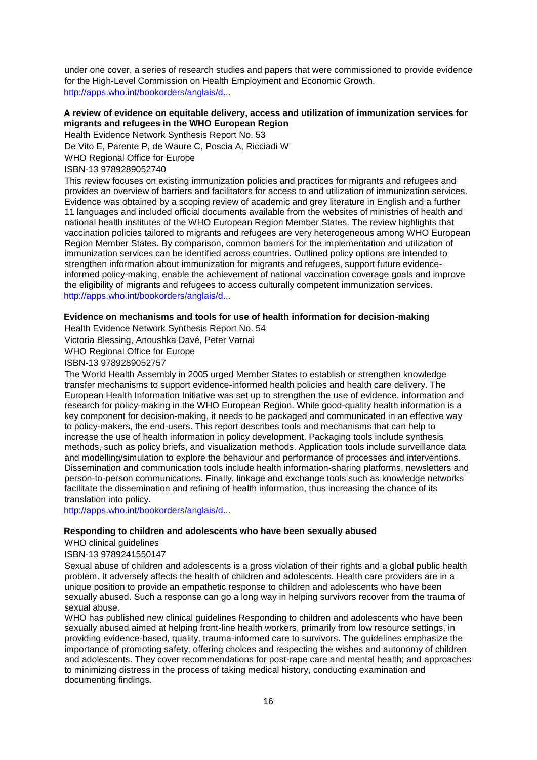under one cover, a series of research studies and papers that were commissioned to provide evidence for the High-Level Commission on Health Employment and Economic Growth.
http://apps.who.int/bookorders/anglais/d...

**A review of evidence on equitable delivery, access and utilization of immunization services for migrants and refugees in the WHO European Region**

Health Evidence Network Synthesis Report No. 53
De Vito E, Parente P, de Waure C, Poscia A, Ricciadi W
WHO Regional Office for Europe
ISBN-13 9789289052740

This review focuses on existing immunization policies and practices for migrants and refugees and provides an overview of barriers and facilitators for access to and utilization of immunization services. Evidence was obtained by a scoping review of academic and grey literature in English and a further 11 languages and included official documents available from the websites of ministries of health and national health institutes of the WHO European Region Member States. The review highlights that vaccination policies tailored to migrants and refugees are very heterogeneous among WHO European Region Member States. By comparison, common barriers for the implementation and utilization of immunization services can be identified across countries. Outlined policy options are intended to strengthen information about immunization for migrants and refugees, support future evidence-informed policy-making, enable the achievement of national vaccination coverage goals and improve the eligibility of migrants and refugees to access culturally competent immunization services.
http://apps.who.int/bookorders/anglais/d...

**Evidence on mechanisms and tools for use of health information for decision-making**

Health Evidence Network Synthesis Report No. 54
Victoria Blessing, Anoushka Davé, Peter Varnai
WHO Regional Office for Europe
ISBN-13 9789289052757

The World Health Assembly in 2005 urged Member States to establish or strengthen knowledge transfer mechanisms to support evidence-informed health policies and health care delivery. The European Health Information Initiative was set up to strengthen the use of evidence, information and research for policy-making in the WHO European Region. While good-quality health information is a key component for decision-making, it needs to be packaged and communicated in an effective way to policy-makers, the end-users. This report describes tools and mechanisms that can help to increase the use of health information in policy development. Packaging tools include synthesis methods, such as policy briefs, and visualization methods. Application tools include surveillance data and modelling/simulation to explore the behaviour and performance of processes and interventions. Dissemination and communication tools include health information-sharing platforms, newsletters and person-to-person communications. Finally, linkage and exchange tools such as knowledge networks facilitate the dissemination and refining of health information, thus increasing the chance of its translation into policy.
http://apps.who.int/bookorders/anglais/d...

**Responding to children and adolescents who have been sexually abused**

WHO clinical guidelines
ISBN-13 9789241550147

Sexual abuse of children and adolescents is a gross violation of their rights and a global public health problem. It adversely affects the health of children and adolescents. Health care providers are in a unique position to provide an empathetic response to children and adolescents who have been sexually abused. Such a response can go a long way in helping survivors recover from the trauma of sexual abuse.

WHO has published new clinical guidelines Responding to children and adolescents who have been sexually abused aimed at helping front-line health workers, primarily from low resource settings, in providing evidence-based, quality, trauma-informed care to survivors. The guidelines emphasize the importance of promoting safety, offering choices and respecting the wishes and autonomy of children and adolescents. They cover recommendations for post-rape care and mental health; and approaches to minimizing distress in the process of taking medical history, conducting examination and documenting findings.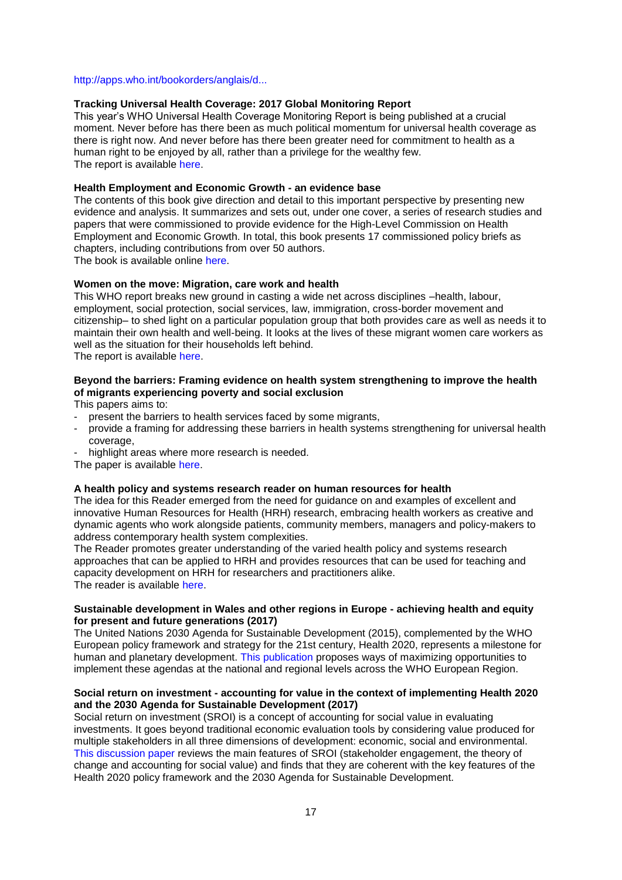http://apps.who.int/bookorders/anglais/d...

**Tracking Universal Health Coverage: 2017 Global Monitoring Report**
This year's WHO Universal Health Coverage Monitoring Report is being published at a crucial moment. Never before has there been as much political momentum for universal health coverage as there is right now. And never before has there been greater need for commitment to health as a human right to be enjoyed by all, rather than a privilege for the wealthy few.
The report is available here.

**Health Employment and Economic Growth - an evidence base**
The contents of this book give direction and detail to this important perspective by presenting new evidence and analysis. It summarizes and sets out, under one cover, a series of research studies and papers that were commissioned to provide evidence for the High-Level Commission on Health Employment and Economic Growth. In total, this book presents 17 commissioned policy briefs as chapters, including contributions from over 50 authors.
The book is available online here.

**Women on the move: Migration, care work and health**
This WHO report breaks new ground in casting a wide net across disciplines –health, labour, employment, social protection, social services, law, immigration, cross-border movement and citizenship– to shed light on a particular population group that both provides care as well as needs it to maintain their own health and well-being. It looks at the lives of these migrant women care workers as well as the situation for their households left behind.
The report is available here.

**Beyond the barriers: Framing evidence on health system strengthening to improve the health of migrants experiencing poverty and social exclusion**
This papers aims to:

- present the barriers to health services faced by some migrants,
- provide a framing for addressing these barriers in health systems strengthening for universal health coverage,
- highlight areas where more research is needed.

The paper is available here.

**A health policy and systems research reader on human resources for health**
The idea for this Reader emerged from the need for guidance on and examples of excellent and innovative Human Resources for Health (HRH) research, embracing health workers as creative and dynamic agents who work alongside patients, community members, managers and policy-makers to address contemporary health system complexities.
The Reader promotes greater understanding of the varied health policy and systems research approaches that can be applied to HRH and provides resources that can be used for teaching and capacity development on HRH for researchers and practitioners alike.
The reader is available here.

**Sustainable development in Wales and other regions in Europe - achieving health and equity for present and future generations (2017)**
The United Nations 2030 Agenda for Sustainable Development (2015), complemented by the WHO European policy framework and strategy for the 21st century, Health 2020, represents a milestone for human and planetary development. This publication proposes ways of maximizing opportunities to implement these agendas at the national and regional levels across the WHO European Region.

**Social return on investment - accounting for value in the context of implementing Health 2020 and the 2030 Agenda for Sustainable Development (2017)**
Social return on investment (SROI) is a concept of accounting for social value in evaluating investments. It goes beyond traditional economic evaluation tools by considering value produced for multiple stakeholders in all three dimensions of development: economic, social and environmental. This discussion paper reviews the main features of SROI (stakeholder engagement, the theory of change and accounting for social value) and finds that they are coherent with the key features of the Health 2020 policy framework and the 2030 Agenda for Sustainable Development.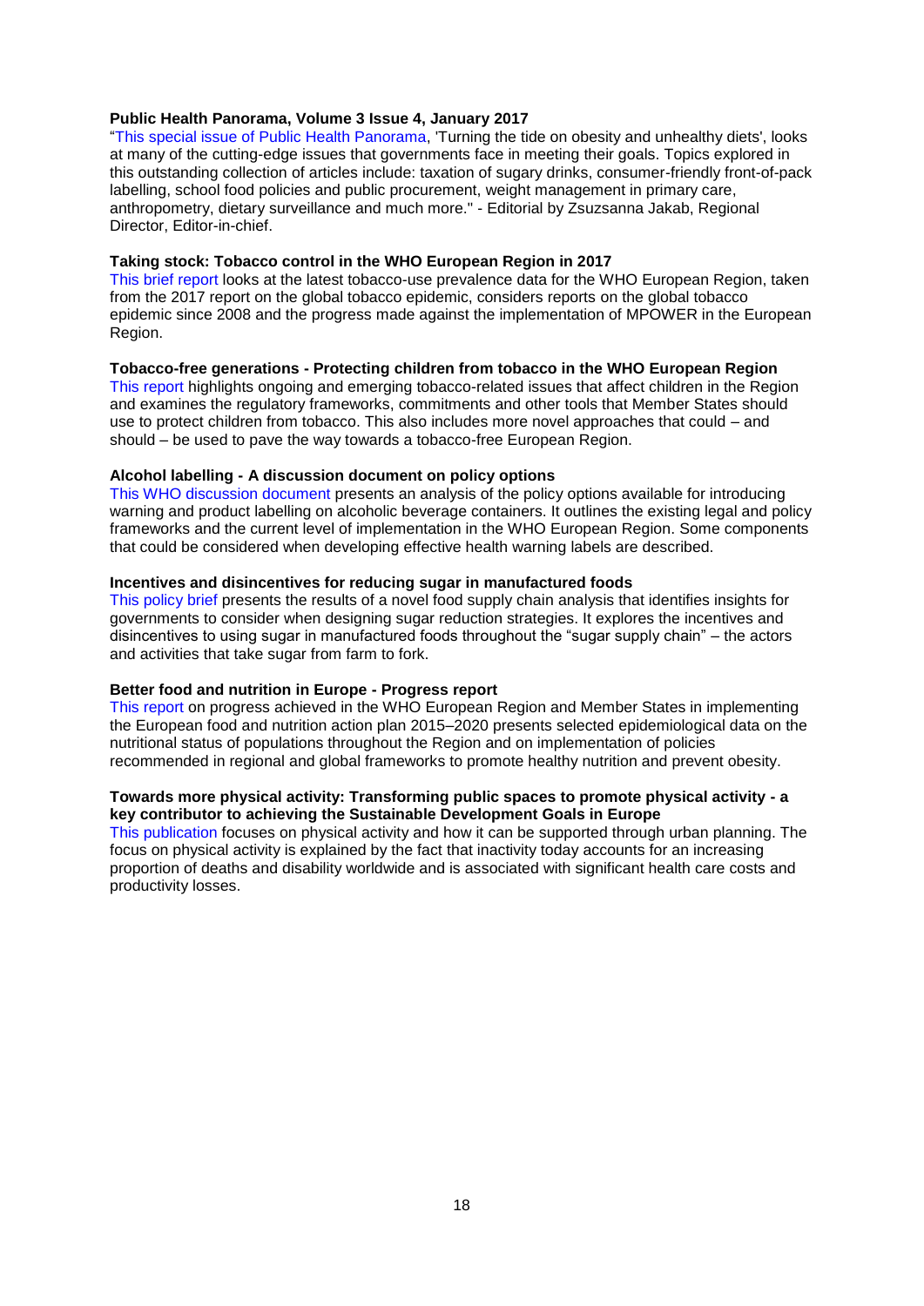**Public Health Panorama, Volume 3 Issue 4, January 2017**

"This special issue of Public Health Panorama, 'Turning the tide on obesity and unhealthy diets', looks at many of the cutting-edge issues that governments face in meeting their goals. Topics explored in this outstanding collection of articles include: taxation of sugary drinks, consumer-friendly front-of-pack labelling, school food policies and public procurement, weight management in primary care, anthropometry, dietary surveillance and much more." - Editorial by Zsuzsanna Jakab, Regional Director, Editor-in-chief.

**Taking stock: Tobacco control in the WHO European Region in 2017**

This brief report looks at the latest tobacco-use prevalence data for the WHO European Region, taken from the 2017 report on the global tobacco epidemic, considers reports on the global tobacco epidemic since 2008 and the progress made against the implementation of MPOWER in the European Region.

**Tobacco-free generations - Protecting children from tobacco in the WHO European Region**

This report highlights ongoing and emerging tobacco-related issues that affect children in the Region and examines the regulatory frameworks, commitments and other tools that Member States should use to protect children from tobacco. This also includes more novel approaches that could – and should – be used to pave the way towards a tobacco-free European Region.

**Alcohol labelling - A discussion document on policy options**

This WHO discussion document presents an analysis of the policy options available for introducing warning and product labelling on alcoholic beverage containers. It outlines the existing legal and policy frameworks and the current level of implementation in the WHO European Region. Some components that could be considered when developing effective health warning labels are described.

**Incentives and disincentives for reducing sugar in manufactured foods**

This policy brief presents the results of a novel food supply chain analysis that identifies insights for governments to consider when designing sugar reduction strategies. It explores the incentives and disincentives to using sugar in manufactured foods throughout the "sugar supply chain" – the actors and activities that take sugar from farm to fork.

**Better food and nutrition in Europe - Progress report**

This report on progress achieved in the WHO European Region and Member States in implementing the European food and nutrition action plan 2015–2020 presents selected epidemiological data on the nutritional status of populations throughout the Region and on implementation of policies recommended in regional and global frameworks to promote healthy nutrition and prevent obesity.

**Towards more physical activity: Transforming public spaces to promote physical activity - a key contributor to achieving the Sustainable Development Goals in Europe**

This publication focuses on physical activity and how it can be supported through urban planning. The focus on physical activity is explained by the fact that inactivity today accounts for an increasing proportion of deaths and disability worldwide and is associated with significant health care costs and productivity losses.